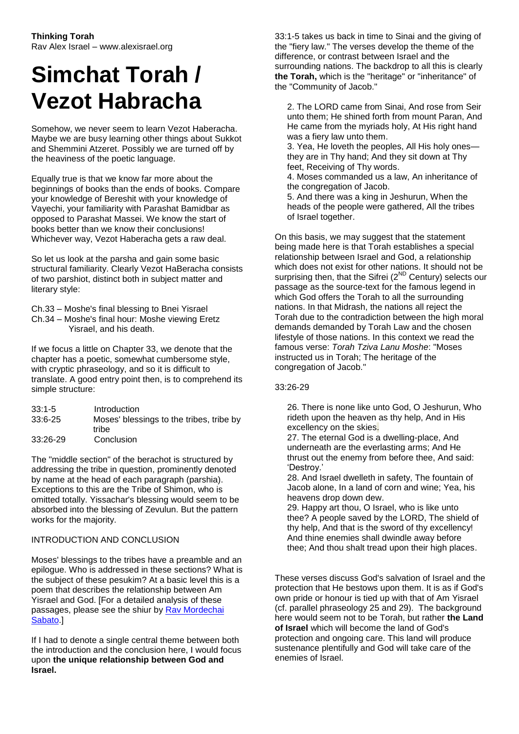**Thinking Torah**
Rav Alex Israel – www.alexisrael.org

# Simchat Torah / Vezot Habracha

Somehow, we never seem to learn Vezot Haberacha. Maybe we are busy learning other things about Sukkot and Shemmini Atzeret. Possibly we are turned off by the heaviness of the poetic language.

Equally true is that we know far more about the beginnings of books than the ends of books. Compare your knowledge of Bereshit with your knowledge of Vayechi, your familiarity with Parashat Bamidbar as opposed to Parashat Massei. We know the start of books better than we know their conclusions! Whichever way, Vezot Haberacha gets a raw deal.

So let us look at the parsha and gain some basic structural familiarity. Clearly Vezot HaBeracha consists of two parshiot, distinct both in subject matter and literary style:

Ch.33 – Moshe's final blessing to Bnei Yisrael
Ch.34 – Moshe's final hour: Moshe viewing Eretz Yisrael, and his death.

If we focus a little on Chapter 33, we denote that the chapter has a poetic, somewhat cumbersome style, with cryptic phraseology, and so it is difficult to translate. A good entry point then, is to comprehend its simple structure:

| | |
|---|---|
| 33:1-5 | Introduction |
| 33:6-25 | Moses' blessings to the tribes, tribe by tribe |
| 33:26-29 | Conclusion |

The "middle section" of the berachot is structured by addressing the tribe in question, prominently denoted by name at the head of each paragraph (parshia). Exceptions to this are the Tribe of Shimon, who is omitted totally. Yissachar's blessing would seem to be absorbed into the blessing of Zevulun. But the pattern works for the majority.

## INTRODUCTION AND CONCLUSION

Moses' blessings to the tribes have a preamble and an epilogue. Who is addressed in these sections? What is the subject of these pesukim? At a basic level this is a poem that describes the relationship between Am Yisrael and God. [For a detailed analysis of these passages, please see the shiur by Rav Mordechai Sabato.]

If I had to denote a single central theme between both the introduction and the conclusion here, I would focus upon **the unique relationship between God and Israel.**

33:1-5 takes us back in time to Sinai and the giving of the "fiery law." The verses develop the theme of the difference, or contrast between Israel and the surrounding nations. The backdrop to all this is clearly **the Torah,** which is the "heritage" or "inheritance" of the "Community of Jacob."

> 2. The LORD came from Sinai, And rose from Seir unto them; He shined forth from mount Paran, And He came from the myriads holy, At His right hand was a fiery law unto them.
> 3. Yea, He loveth the peoples, All His holy ones—they are in Thy hand; And they sit down at Thy feet, Receiving of Thy words.
> 4. Moses commanded us a law, An inheritance of the congregation of Jacob.
> 5. And there was a king in Jeshurun, When the heads of the people were gathered, All the tribes of Israel together.

On this basis, we may suggest that the statement being made here is that Torah establishes a special relationship between Israel and God, a relationship which does not exist for other nations. It should not be surprising then, that the Sifrei (2[ND] Century) selects our passage as the source-text for the famous legend in which God offers the Torah to all the surrounding nations. In that Midrash, the nations all reject the Torah due to the contradiction between the high moral demands demanded by Torah Law and the chosen lifestyle of those nations. In this context we read the famous verse: *Torah Tziva Lanu Moshe*: "Moses instructed us in Torah; The heritage of the congregation of Jacob."

33:26-29

> 26. There is none like unto God, O Jeshurun, Who rideth upon the heaven as thy help, And in His excellency on the skies.
> 27. The eternal God is a dwelling-place, And underneath are the everlasting arms; And He thrust out the enemy from before thee, And said: 'Destroy.'
> 28. And Israel dwelleth in safety, The fountain of Jacob alone, In a land of corn and wine; Yea, his heavens drop down dew.
> 29. Happy art thou, O Israel, who is like unto thee? A people saved by the LORD, The shield of thy help, And that is the sword of thy excellency! And thine enemies shall dwindle away before thee; And thou shalt tread upon their high places.

These verses discuss God's salvation of Israel and the protection that He bestows upon them. It is as if God's own pride or honour is tied up with that of Am Yisrael (cf. parallel phraseology 25 and 29). The background here would seem not to be Torah, but rather **the Land of Israel** which will become the land of God's protection and ongoing care. This land will produce sustenance plentifully and God will take care of the enemies of Israel.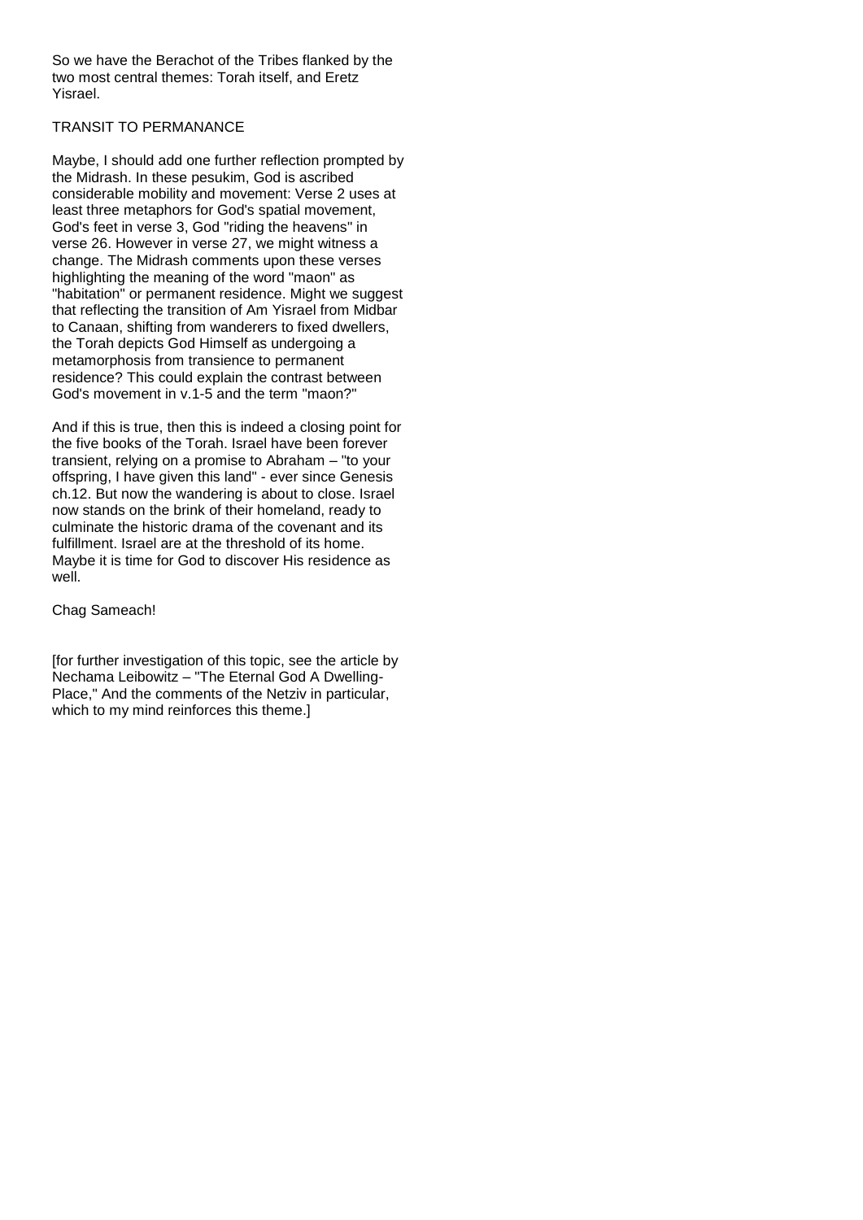So we have the Berachot of the Tribes flanked by the two most central themes: Torah itself, and Eretz Yisrael.

## TRANSIT TO PERMANANCE

Maybe, I should add one further reflection prompted by the Midrash. In these pesukim, God is ascribed considerable mobility and movement: Verse 2 uses at least three metaphors for God's spatial movement, God's feet in verse 3, God "riding the heavens" in verse 26. However in verse 27, we might witness a change. The Midrash comments upon these verses highlighting the meaning of the word "maon" as "habitation" or permanent residence. Might we suggest that reflecting the transition of Am Yisrael from Midbar to Canaan, shifting from wanderers to fixed dwellers, the Torah depicts God Himself as undergoing a metamorphosis from transience to permanent residence? This could explain the contrast between God's movement in v.1-5 and the term "maon?"

And if this is true, then this is indeed a closing point for the five books of the Torah. Israel have been forever transient, relying on a promise to Abraham – "to your offspring, I have given this land" - ever since Genesis ch.12. But now the wandering is about to close. Israel now stands on the brink of their homeland, ready to culminate the historic drama of the covenant and its fulfillment. Israel are at the threshold of its home. Maybe it is time for God to discover His residence as well.

Chag Sameach!

[for further investigation of this topic, see the article by Nechama Leibowitz – "The Eternal God A Dwelling-Place," And the comments of the Netziv in particular, which to my mind reinforces this theme.]